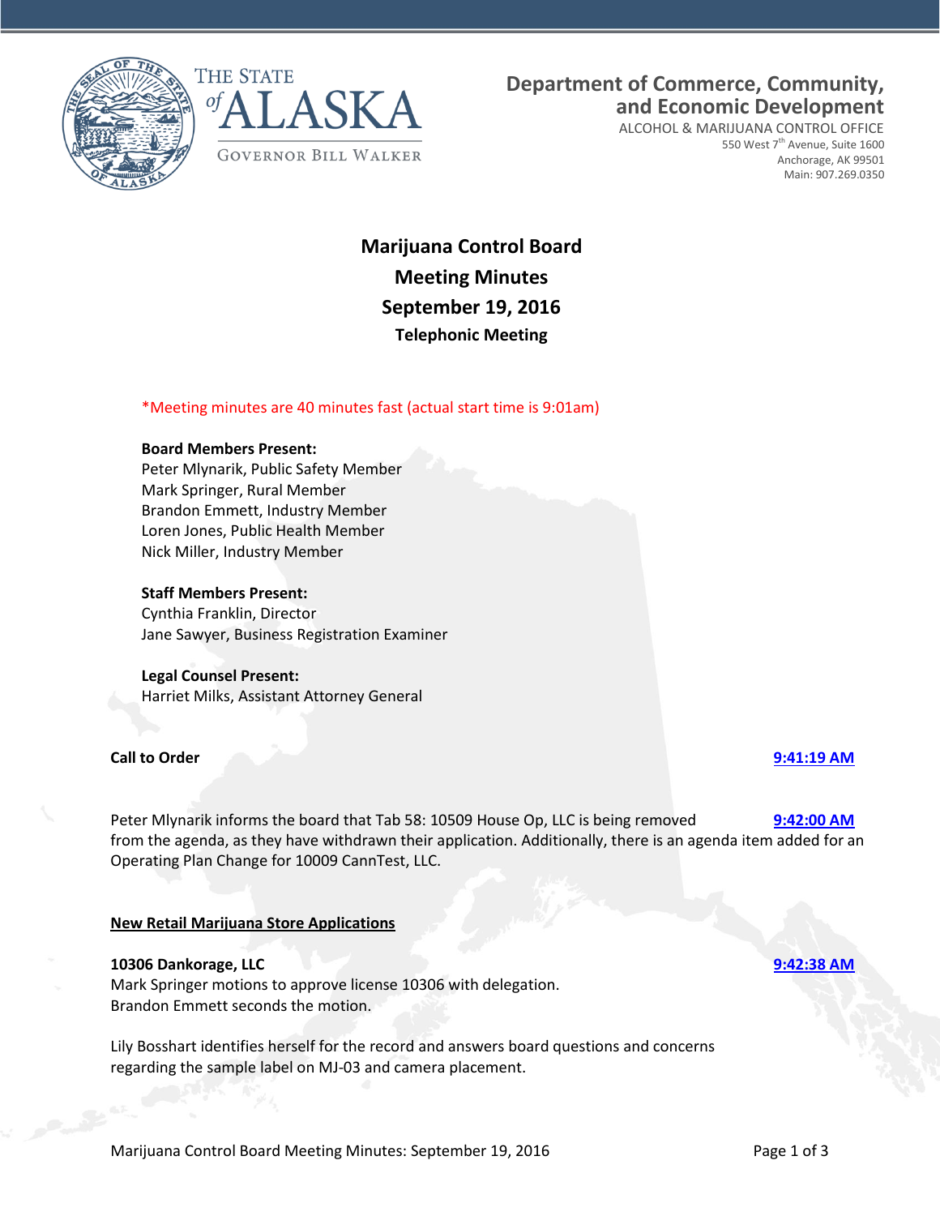THE STATE of ALASKA
GOVERNOR BILL WALKER

**Department of Commerce, Community, and Economic Development**
ALCOHOL & MARIJUANA CONTROL OFFICE
550 West 7th Avenue, Suite 1600
Anchorage, AK 99501
Main: 907.269.0350

# Marijuana Control Board
## Meeting Minutes
## September 19, 2016
### Telephonic Meeting

*Meeting minutes are 40 minutes fast (actual start time is 9:01am)

**Board Members Present:**
Peter Mlynarik, Public Safety Member
Mark Springer, Rural Member
Brandon Emmett, Industry Member
Loren Jones, Public Health Member
Nick Miller, Industry Member

**Staff Members Present:**
Cynthia Franklin, Director
Jane Sawyer, Business Registration Examiner

**Legal Counsel Present:**
Harriet Milks, Assistant Attorney General

**Call to Order** **9:41:19 AM**

Peter Mlynarik informs the board that Tab 58: 10509 House Op, LLC is being removed **9:42:00 AM** from the agenda, as they have withdrawn their application. Additionally, there is an agenda item added for an Operating Plan Change for 10009 CannTest, LLC.

**New Retail Marijuana Store Applications**

**10306 Dankorage, LLC** **9:42:38 AM**
Mark Springer motions to approve license 10306 with delegation.
Brandon Emmett seconds the motion.

Lily Bosshart identifies herself for the record and answers board questions and concerns regarding the sample label on MJ-03 and camera placement.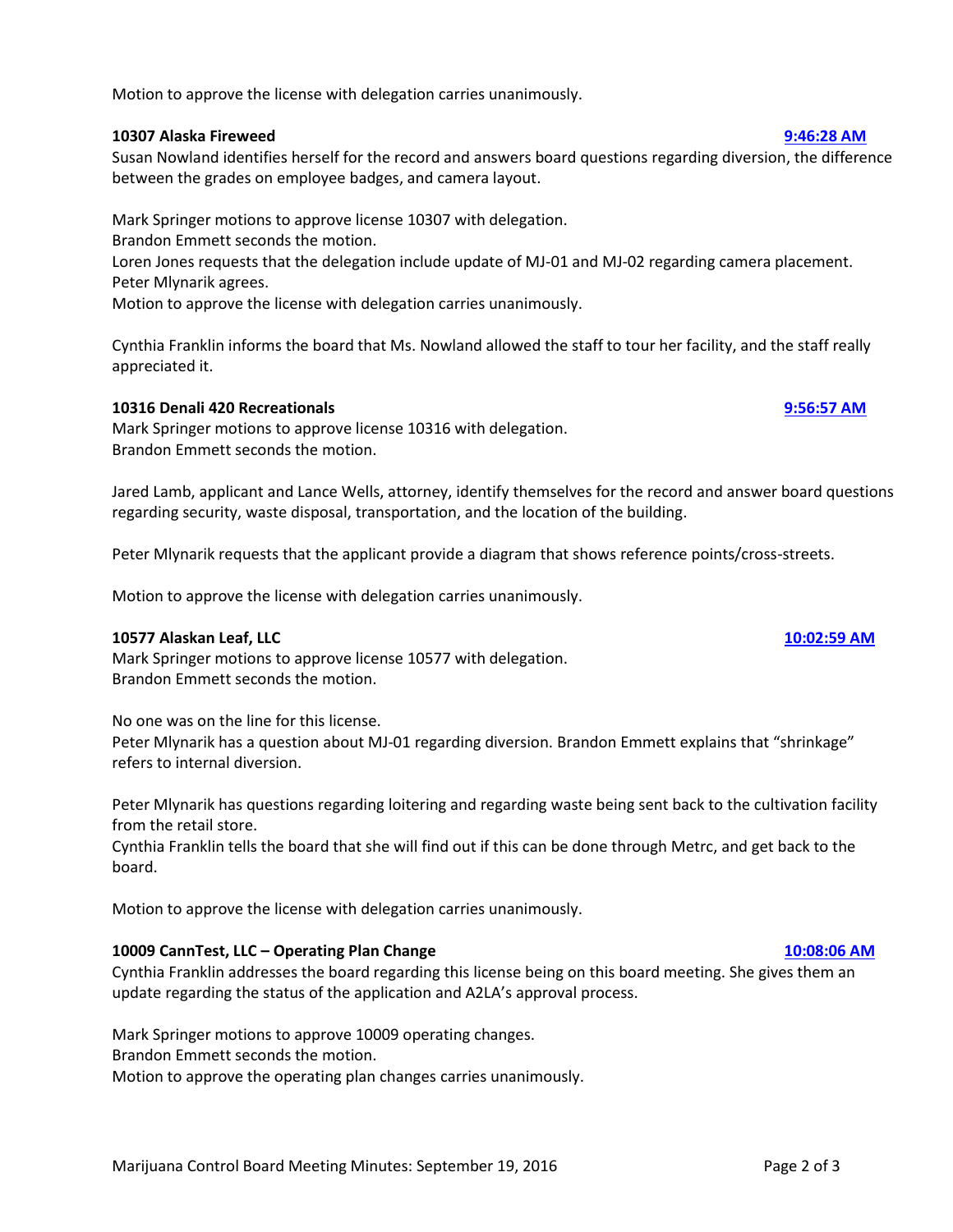Motion to approve the license with delegation carries unanimously.

**10307 Alaska Fireweed** **9:46:28 AM**

Susan Nowland identifies herself for the record and answers board questions regarding diversion, the difference between the grades on employee badges, and camera layout.

Mark Springer motions to approve license 10307 with delegation.
Brandon Emmett seconds the motion.
Loren Jones requests that the delegation include update of MJ-01 and MJ-02 regarding camera placement.
Peter Mlynarik agrees.
Motion to approve the license with delegation carries unanimously.

Cynthia Franklin informs the board that Ms. Nowland allowed the staff to tour her facility, and the staff really appreciated it.

**10316 Denali 420 Recreationals** **9:56:57 AM**

Mark Springer motions to approve license 10316 with delegation.
Brandon Emmett seconds the motion.

Jared Lamb, applicant and Lance Wells, attorney, identify themselves for the record and answer board questions regarding security, waste disposal, transportation, and the location of the building.

Peter Mlynarik requests that the applicant provide a diagram that shows reference points/cross-streets.

Motion to approve the license with delegation carries unanimously.

**10577 Alaskan Leaf, LLC** **10:02:59 AM**

Mark Springer motions to approve license 10577 with delegation.
Brandon Emmett seconds the motion.

No one was on the line for this license.
Peter Mlynarik has a question about MJ-01 regarding diversion. Brandon Emmett explains that "shrinkage" refers to internal diversion.

Peter Mlynarik has questions regarding loitering and regarding waste being sent back to the cultivation facility from the retail store.
Cynthia Franklin tells the board that she will find out if this can be done through Metrc, and get back to the board.

Motion to approve the license with delegation carries unanimously.

**10009 CannTest, LLC – Operating Plan Change** **10:08:06 AM**

Cynthia Franklin addresses the board regarding this license being on this board meeting. She gives them an update regarding the status of the application and A2LA's approval process.

Mark Springer motions to approve 10009 operating changes.
Brandon Emmett seconds the motion.
Motion to approve the operating plan changes carries unanimously.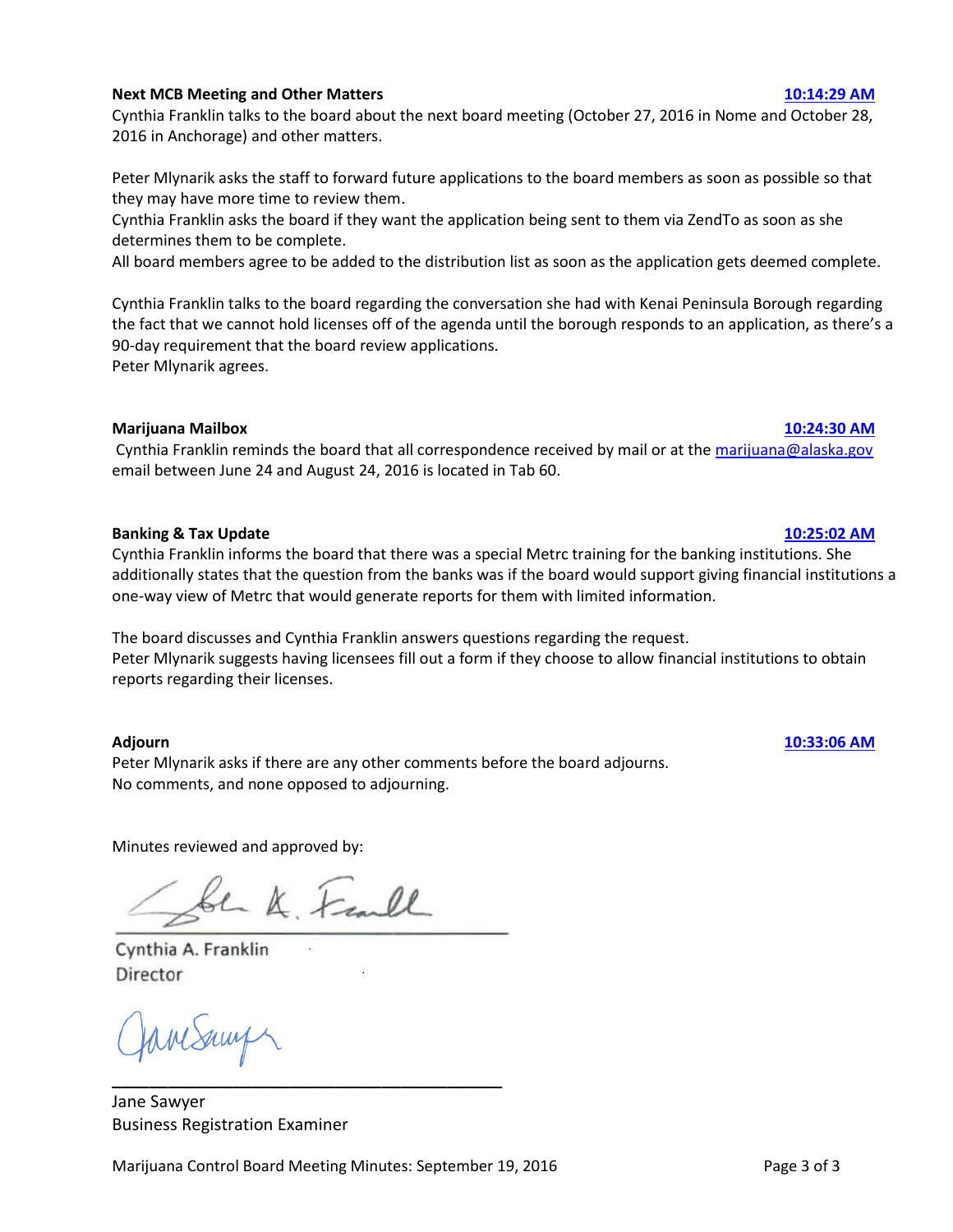**Next MCB Meeting and Other Matters** **10:14:29 AM**

Cynthia Franklin talks to the board about the next board meeting (October 27, 2016 in Nome and October 28, 2016 in Anchorage) and other matters.

Peter Mlynarik asks the staff to forward future applications to the board members as soon as possible so that they may have more time to review them.
Cynthia Franklin asks the board if they want the application being sent to them via ZendTo as soon as she determines them to be complete.
All board members agree to be added to the distribution list as soon as the application gets deemed complete.

Cynthia Franklin talks to the board regarding the conversation she had with Kenai Peninsula Borough regarding the fact that we cannot hold licenses off of the agenda until the borough responds to an application, as there's a 90-day requirement that the board review applications.
Peter Mlynarik agrees.

**Marijuana Mailbox** **10:24:30 AM**

Cynthia Franklin reminds the board that all correspondence received by mail or at the marijuana@alaska.gov email between June 24 and August 24, 2016 is located in Tab 60.

**Banking & Tax Update** **10:25:02 AM**

Cynthia Franklin informs the board that there was a special Metrc training for the banking institutions. She additionally states that the question from the banks was if the board would support giving financial institutions a one-way view of Metrc that would generate reports for them with limited information.

The board discusses and Cynthia Franklin answers questions regarding the request.
Peter Mlynarik suggests having licensees fill out a form if they choose to allow financial institutions to obtain reports regarding their licenses.

**Adjourn** **10:33:06 AM**

Peter Mlynarik asks if there are any other comments before the board adjourns.
No comments, and none opposed to adjourning.

Minutes reviewed and approved by:

Cynthia A. Franklin
Director

Jane Sawyer
Business Registration Examiner